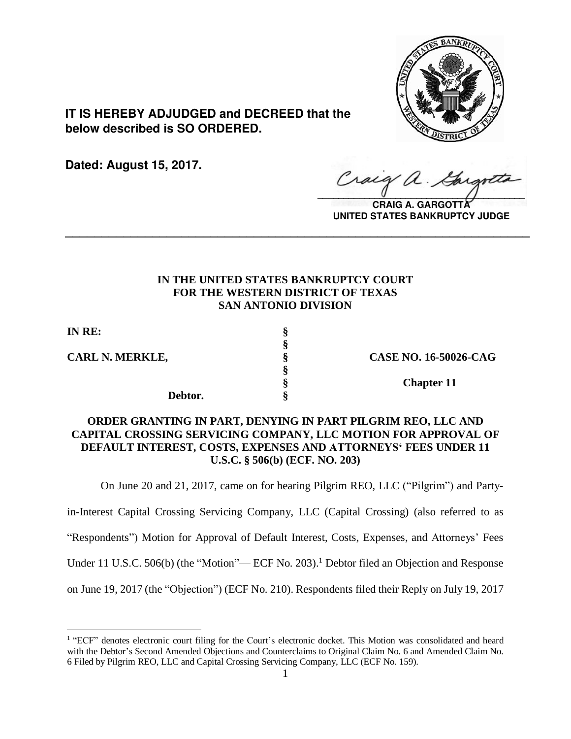**IT IS HEREBY ADJUDGED and DECREED that the below described is SO ORDERED.**

**Dated: August 15, 2017.**

**CRAIG A. GARGOTTA**
**UNITED STATES BANKRUPTCY JUDGE**

---

**IN THE UNITED STATES BANKRUPTCY COURT**
**FOR THE WESTERN DISTRICT OF TEXAS**
**SAN ANTONIO DIVISION**

| | | |
|---|---|---|
| **IN RE:** | § | |
| | § | |
| **CARL N. MERKLE,** | § | **CASE NO. 16-50026-CAG** |
| | § | |
| | § | **Chapter 11** |
| **Debtor.** | § | |

**ORDER GRANTING IN PART, DENYING IN PART PILGRIM REO, LLC AND CAPITAL CROSSING SERVICING COMPANY, LLC MOTION FOR APPROVAL OF DEFAULT INTEREST, COSTS, EXPENSES AND ATTORNEYS' FEES UNDER 11 U.S.C. § 506(b) (ECF. NO. 203)**

On June 20 and 21, 2017, came on for hearing Pilgrim REO, LLC ("Pilgrim") and Party-in-Interest Capital Crossing Servicing Company, LLC (Capital Crossing) (also referred to as "Respondents") Motion for Approval of Default Interest, Costs, Expenses, and Attorneys' Fees Under 11 U.S.C. 506(b) (the "Motion"— ECF No. 203).[1] Debtor filed an Objection and Response on June 19, 2017 (the "Objection") (ECF No. 210). Respondents filed their Reply on July 19, 2017

[1] "ECF" denotes electronic court filing for the Court's electronic docket. This Motion was consolidated and heard with the Debtor's Second Amended Objections and Counterclaims to Original Claim No. 6 and Amended Claim No. 6 Filed by Pilgrim REO, LLC and Capital Crossing Servicing Company, LLC (ECF No. 159).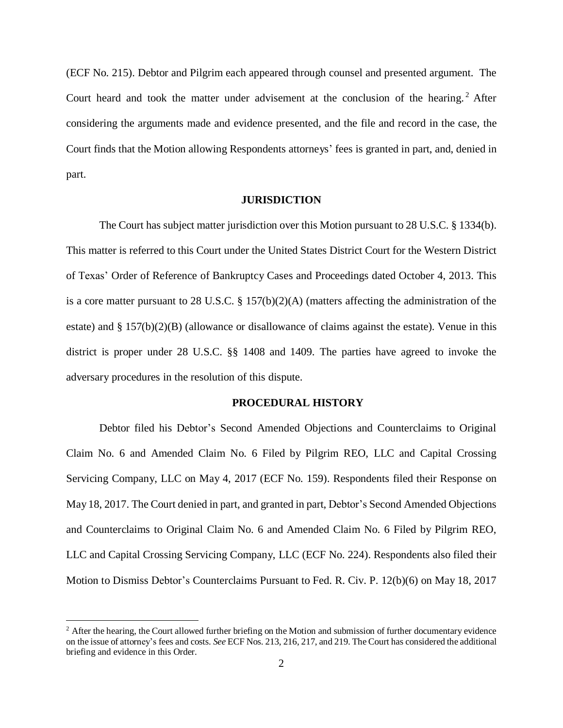(ECF No. 215). Debtor and Pilgrim each appeared through counsel and presented argument. The Court heard and took the matter under advisement at the conclusion of the hearing.[2] After considering the arguments made and evidence presented, and the file and record in the case, the Court finds that the Motion allowing Respondents attorneys' fees is granted in part, and, denied in part.

## JURISDICTION

The Court has subject matter jurisdiction over this Motion pursuant to 28 U.S.C. § 1334(b). This matter is referred to this Court under the United States District Court for the Western District of Texas' Order of Reference of Bankruptcy Cases and Proceedings dated October 4, 2013. This is a core matter pursuant to 28 U.S.C. § 157(b)(2)(A) (matters affecting the administration of the estate) and § 157(b)(2)(B) (allowance or disallowance of claims against the estate). Venue in this district is proper under 28 U.S.C. §§ 1408 and 1409. The parties have agreed to invoke the adversary procedures in the resolution of this dispute.

## PROCEDURAL HISTORY

Debtor filed his Debtor's Second Amended Objections and Counterclaims to Original Claim No. 6 and Amended Claim No. 6 Filed by Pilgrim REO, LLC and Capital Crossing Servicing Company, LLC on May 4, 2017 (ECF No. 159). Respondents filed their Response on May 18, 2017. The Court denied in part, and granted in part, Debtor's Second Amended Objections and Counterclaims to Original Claim No. 6 and Amended Claim No. 6 Filed by Pilgrim REO, LLC and Capital Crossing Servicing Company, LLC (ECF No. 224). Respondents also filed their Motion to Dismiss Debtor's Counterclaims Pursuant to Fed. R. Civ. P. 12(b)(6) on May 18, 2017

---

[2] After the hearing, the Court allowed further briefing on the Motion and submission of further documentary evidence on the issue of attorney's fees and costs. *See* ECF Nos. 213, 216, 217, and 219. The Court has considered the additional briefing and evidence in this Order.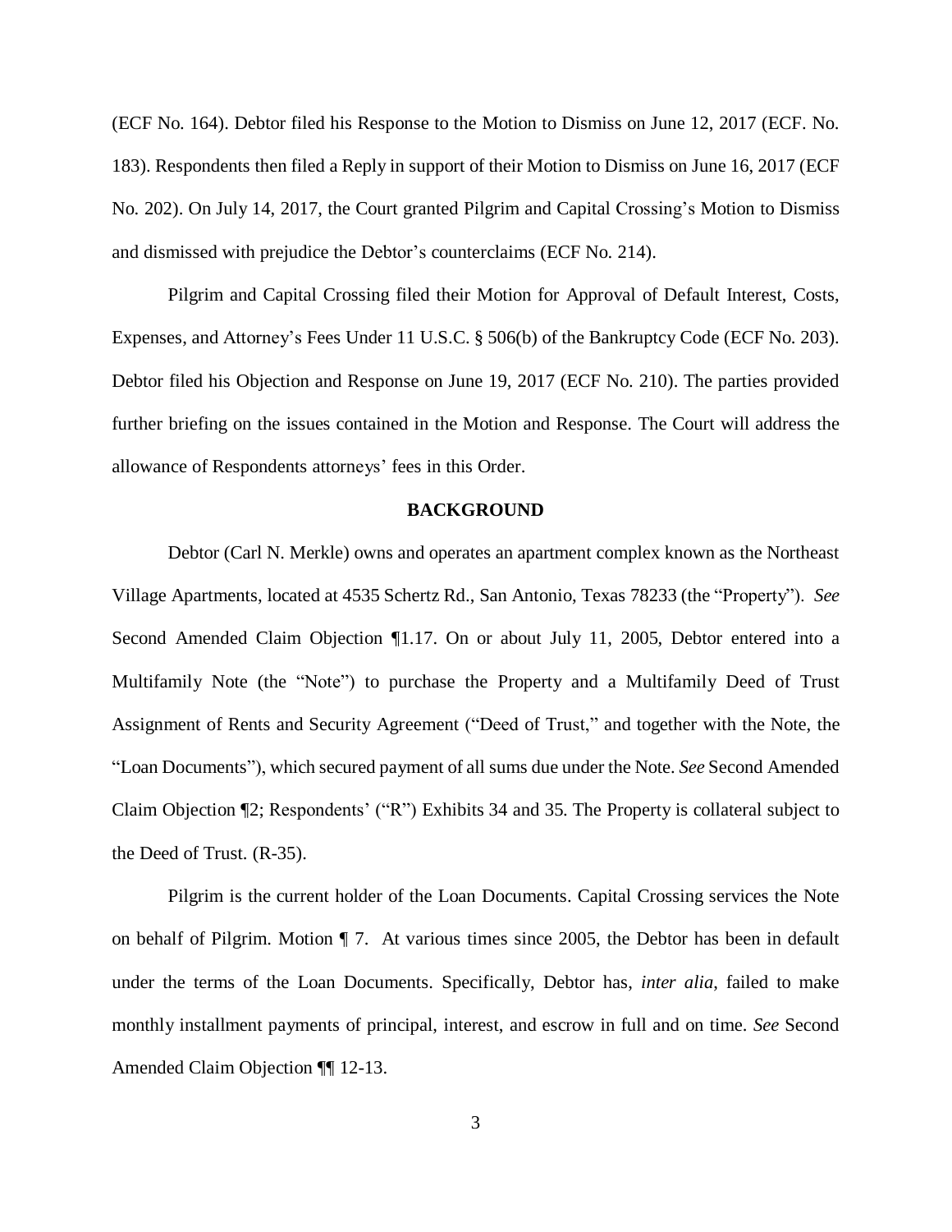(ECF No. 164). Debtor filed his Response to the Motion to Dismiss on June 12, 2017 (ECF. No. 183). Respondents then filed a Reply in support of their Motion to Dismiss on June 16, 2017 (ECF No. 202). On July 14, 2017, the Court granted Pilgrim and Capital Crossing's Motion to Dismiss and dismissed with prejudice the Debtor's counterclaims (ECF No. 214).

Pilgrim and Capital Crossing filed their Motion for Approval of Default Interest, Costs, Expenses, and Attorney's Fees Under 11 U.S.C. § 506(b) of the Bankruptcy Code (ECF No. 203). Debtor filed his Objection and Response on June 19, 2017 (ECF No. 210). The parties provided further briefing on the issues contained in the Motion and Response. The Court will address the allowance of Respondents attorneys' fees in this Order.

## BACKGROUND

Debtor (Carl N. Merkle) owns and operates an apartment complex known as the Northeast Village Apartments, located at 4535 Schertz Rd., San Antonio, Texas 78233 (the "Property"). *See* Second Amended Claim Objection ¶1.17. On or about July 11, 2005, Debtor entered into a Multifamily Note (the "Note") to purchase the Property and a Multifamily Deed of Trust Assignment of Rents and Security Agreement ("Deed of Trust," and together with the Note, the "Loan Documents"), which secured payment of all sums due under the Note. *See* Second Amended Claim Objection ¶2; Respondents' ("R") Exhibits 34 and 35. The Property is collateral subject to the Deed of Trust. (R-35).

Pilgrim is the current holder of the Loan Documents. Capital Crossing services the Note on behalf of Pilgrim. Motion ¶ 7. At various times since 2005, the Debtor has been in default under the terms of the Loan Documents. Specifically, Debtor has, *inter alia*, failed to make monthly installment payments of principal, interest, and escrow in full and on time. *See* Second Amended Claim Objection ¶¶ 12-13.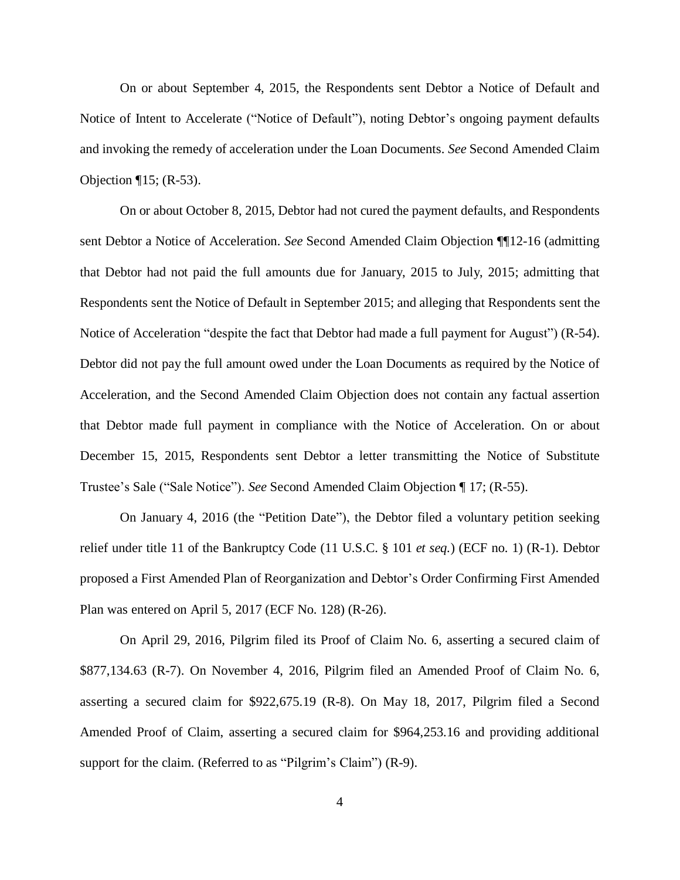On or about September 4, 2015, the Respondents sent Debtor a Notice of Default and Notice of Intent to Accelerate ("Notice of Default"), noting Debtor's ongoing payment defaults and invoking the remedy of acceleration under the Loan Documents. *See* Second Amended Claim Objection ¶15; (R-53).

On or about October 8, 2015, Debtor had not cured the payment defaults, and Respondents sent Debtor a Notice of Acceleration. *See* Second Amended Claim Objection ¶¶12-16 (admitting that Debtor had not paid the full amounts due for January, 2015 to July, 2015; admitting that Respondents sent the Notice of Default in September 2015; and alleging that Respondents sent the Notice of Acceleration "despite the fact that Debtor had made a full payment for August") (R-54). Debtor did not pay the full amount owed under the Loan Documents as required by the Notice of Acceleration, and the Second Amended Claim Objection does not contain any factual assertion that Debtor made full payment in compliance with the Notice of Acceleration. On or about December 15, 2015, Respondents sent Debtor a letter transmitting the Notice of Substitute Trustee's Sale ("Sale Notice"). *See* Second Amended Claim Objection ¶ 17; (R-55).

On January 4, 2016 (the "Petition Date"), the Debtor filed a voluntary petition seeking relief under title 11 of the Bankruptcy Code (11 U.S.C. § 101 *et seq.*) (ECF no. 1) (R-1). Debtor proposed a First Amended Plan of Reorganization and Debtor's Order Confirming First Amended Plan was entered on April 5, 2017 (ECF No. 128) (R-26).

On April 29, 2016, Pilgrim filed its Proof of Claim No. 6, asserting a secured claim of $877,134.63 (R-7). On November 4, 2016, Pilgrim filed an Amended Proof of Claim No. 6, asserting a secured claim for $922,675.19 (R-8). On May 18, 2017, Pilgrim filed a Second Amended Proof of Claim, asserting a secured claim for $964,253.16 and providing additional support for the claim. (Referred to as "Pilgrim's Claim") (R-9).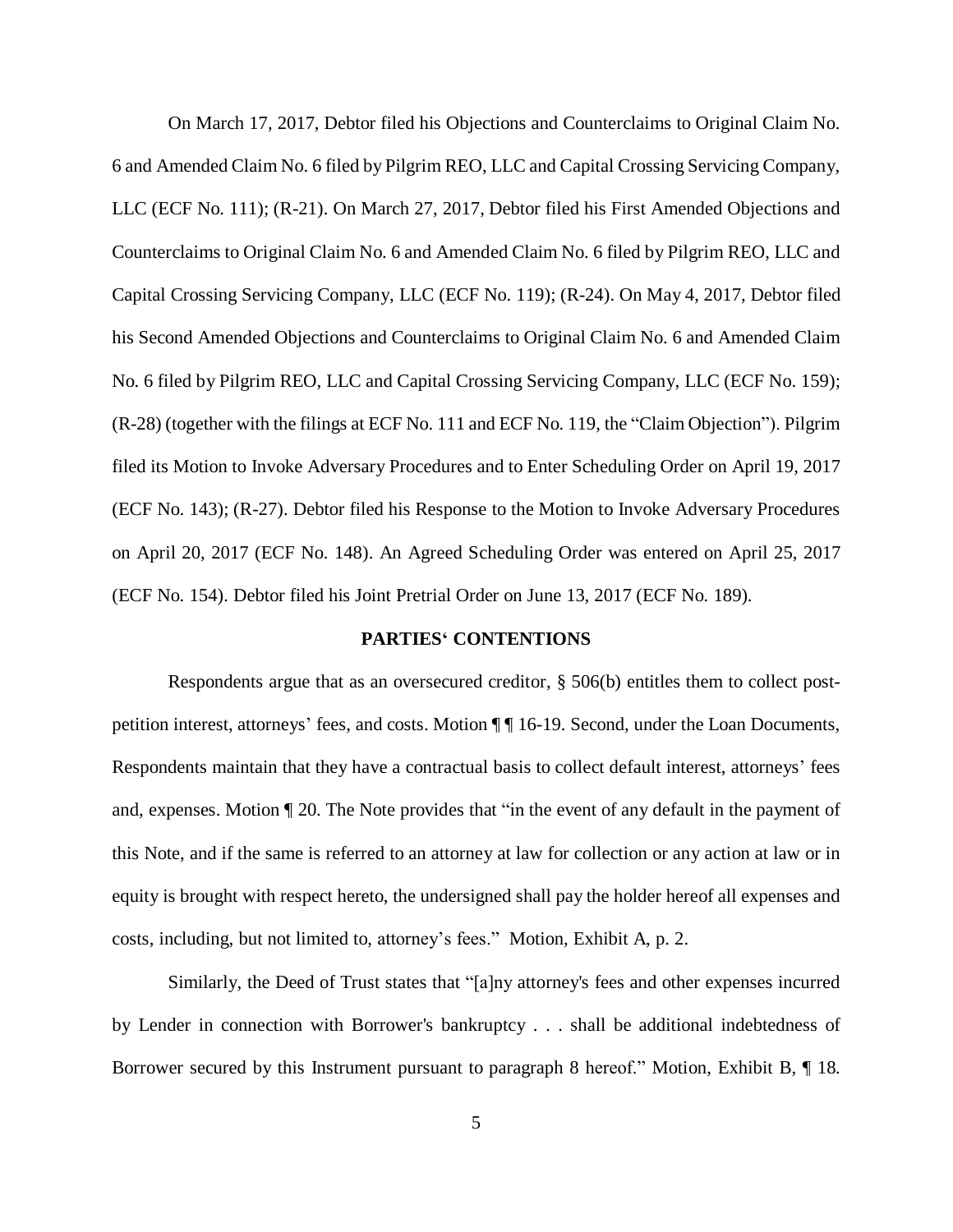On March 17, 2017, Debtor filed his Objections and Counterclaims to Original Claim No. 6 and Amended Claim No. 6 filed by Pilgrim REO, LLC and Capital Crossing Servicing Company, LLC (ECF No. 111); (R-21). On March 27, 2017, Debtor filed his First Amended Objections and Counterclaims to Original Claim No. 6 and Amended Claim No. 6 filed by Pilgrim REO, LLC and Capital Crossing Servicing Company, LLC (ECF No. 119); (R-24). On May 4, 2017, Debtor filed his Second Amended Objections and Counterclaims to Original Claim No. 6 and Amended Claim No. 6 filed by Pilgrim REO, LLC and Capital Crossing Servicing Company, LLC (ECF No. 159); (R-28) (together with the filings at ECF No. 111 and ECF No. 119, the "Claim Objection"). Pilgrim filed its Motion to Invoke Adversary Procedures and to Enter Scheduling Order on April 19, 2017 (ECF No. 143); (R-27). Debtor filed his Response to the Motion to Invoke Adversary Procedures on April 20, 2017 (ECF No. 148). An Agreed Scheduling Order was entered on April 25, 2017 (ECF No. 154). Debtor filed his Joint Pretrial Order on June 13, 2017 (ECF No. 189).

## PARTIES' CONTENTIONS

Respondents argue that as an oversecured creditor, § 506(b) entitles them to collect post-petition interest, attorneys' fees, and costs. Motion ¶ ¶ 16-19. Second, under the Loan Documents, Respondents maintain that they have a contractual basis to collect default interest, attorneys' fees and, expenses. Motion ¶ 20. The Note provides that "in the event of any default in the payment of this Note, and if the same is referred to an attorney at law for collection or any action at law or in equity is brought with respect hereto, the undersigned shall pay the holder hereof all expenses and costs, including, but not limited to, attorney's fees." Motion, Exhibit A, p. 2.

Similarly, the Deed of Trust states that "[a]ny attorney's fees and other expenses incurred by Lender in connection with Borrower's bankruptcy . . . shall be additional indebtedness of Borrower secured by this Instrument pursuant to paragraph 8 hereof." Motion, Exhibit B, ¶ 18.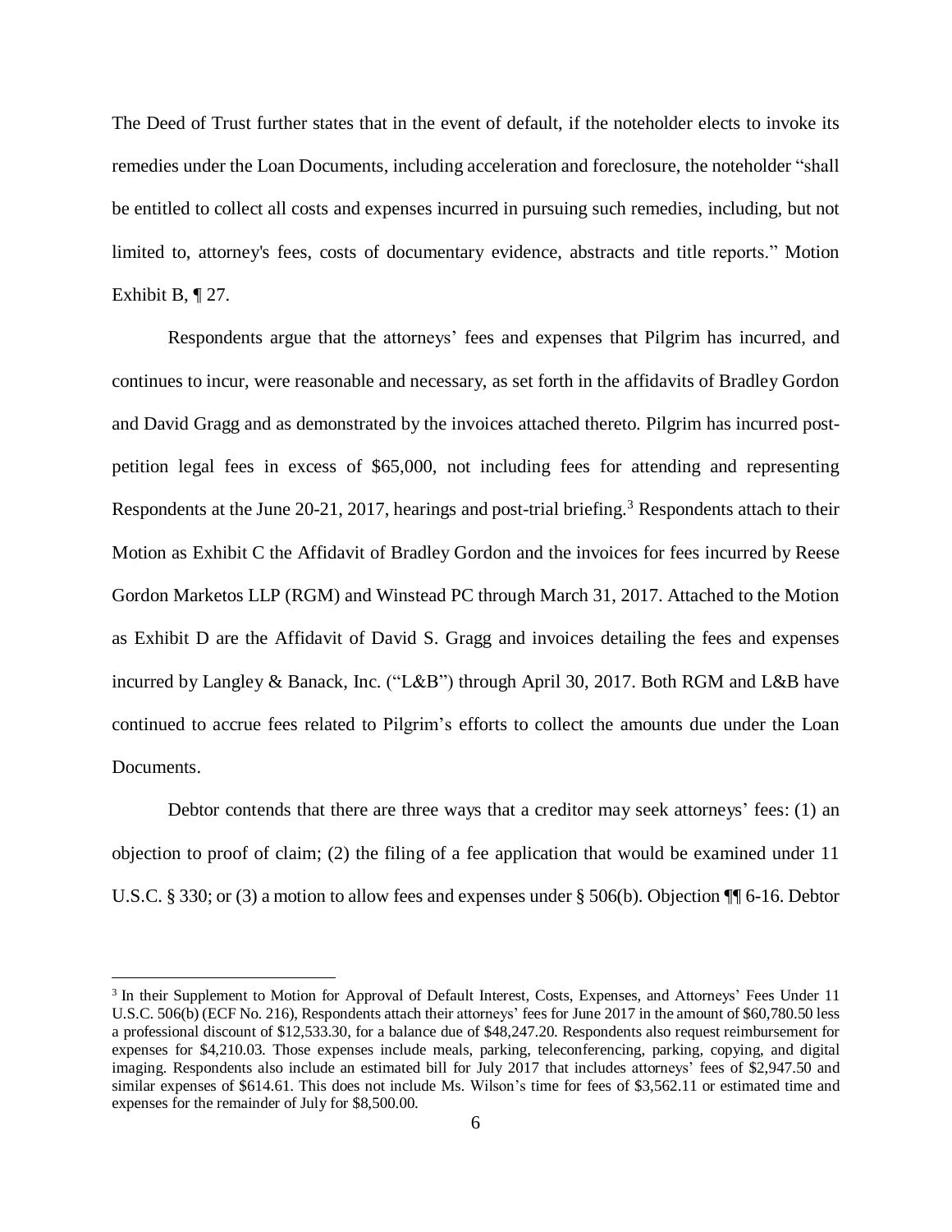The Deed of Trust further states that in the event of default, if the noteholder elects to invoke its remedies under the Loan Documents, including acceleration and foreclosure, the noteholder "shall be entitled to collect all costs and expenses incurred in pursuing such remedies, including, but not limited to, attorney's fees, costs of documentary evidence, abstracts and title reports." Motion Exhibit B, ¶ 27.

Respondents argue that the attorneys' fees and expenses that Pilgrim has incurred, and continues to incur, were reasonable and necessary, as set forth in the affidavits of Bradley Gordon and David Gragg and as demonstrated by the invoices attached thereto. Pilgrim has incurred post-petition legal fees in excess of $65,000, not including fees for attending and representing Respondents at the June 20-21, 2017, hearings and post-trial briefing.[3] Respondents attach to their Motion as Exhibit C the Affidavit of Bradley Gordon and the invoices for fees incurred by Reese Gordon Marketos LLP (RGM) and Winstead PC through March 31, 2017. Attached to the Motion as Exhibit D are the Affidavit of David S. Gragg and invoices detailing the fees and expenses incurred by Langley & Banack, Inc. ("L&B") through April 30, 2017. Both RGM and L&B have continued to accrue fees related to Pilgrim's efforts to collect the amounts due under the Loan Documents.

Debtor contends that there are three ways that a creditor may seek attorneys' fees: (1) an objection to proof of claim; (2) the filing of a fee application that would be examined under 11 U.S.C. § 330; or (3) a motion to allow fees and expenses under § 506(b). Objection ¶¶ 6-16. Debtor

[3] In their Supplement to Motion for Approval of Default Interest, Costs, Expenses, and Attorneys' Fees Under 11 U.S.C. 506(b) (ECF No. 216), Respondents attach their attorneys' fees for June 2017 in the amount of $60,780.50 less a professional discount of $12,533.30, for a balance due of $48,247.20. Respondents also request reimbursement for expenses for $4,210.03. Those expenses include meals, parking, teleconferencing, parking, copying, and digital imaging. Respondents also include an estimated bill for July 2017 that includes attorneys' fees of $2,947.50 and similar expenses of $614.61. This does not include Ms. Wilson's time for fees of $3,562.11 or estimated time and expenses for the remainder of July for $8,500.00.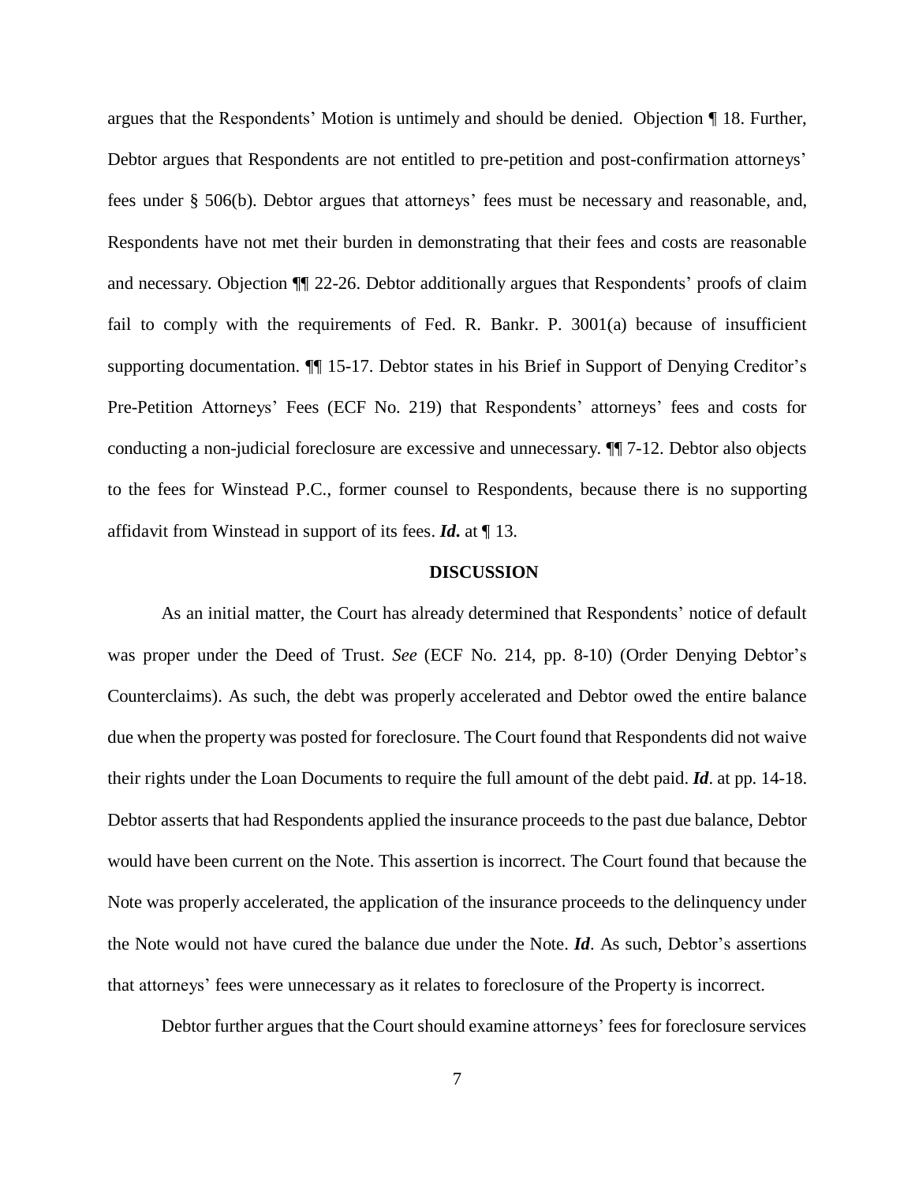argues that the Respondents' Motion is untimely and should be denied. Objection ¶ 18. Further, Debtor argues that Respondents are not entitled to pre-petition and post-confirmation attorneys' fees under § 506(b). Debtor argues that attorneys' fees must be necessary and reasonable, and, Respondents have not met their burden in demonstrating that their fees and costs are reasonable and necessary. Objection ¶¶ 22-26. Debtor additionally argues that Respondents' proofs of claim fail to comply with the requirements of Fed. R. Bankr. P. 3001(a) because of insufficient supporting documentation. ¶¶ 15-17. Debtor states in his Brief in Support of Denying Creditor's Pre-Petition Attorneys' Fees (ECF No. 219) that Respondents' attorneys' fees and costs for conducting a non-judicial foreclosure are excessive and unnecessary. ¶¶ 7-12. Debtor also objects to the fees for Winstead P.C., former counsel to Respondents, because there is no supporting affidavit from Winstead in support of its fees. ***Id.*** at ¶ 13.

## DISCUSSION

As an initial matter, the Court has already determined that Respondents' notice of default was proper under the Deed of Trust. *See* (ECF No. 214, pp. 8-10) (Order Denying Debtor's Counterclaims). As such, the debt was properly accelerated and Debtor owed the entire balance due when the property was posted for foreclosure. The Court found that Respondents did not waive their rights under the Loan Documents to require the full amount of the debt paid. ***Id***. at pp. 14-18. Debtor asserts that had Respondents applied the insurance proceeds to the past due balance, Debtor would have been current on the Note. This assertion is incorrect. The Court found that because the Note was properly accelerated, the application of the insurance proceeds to the delinquency under the Note would not have cured the balance due under the Note. ***Id***. As such, Debtor's assertions that attorneys' fees were unnecessary as it relates to foreclosure of the Property is incorrect.

Debtor further argues that the Court should examine attorneys' fees for foreclosure services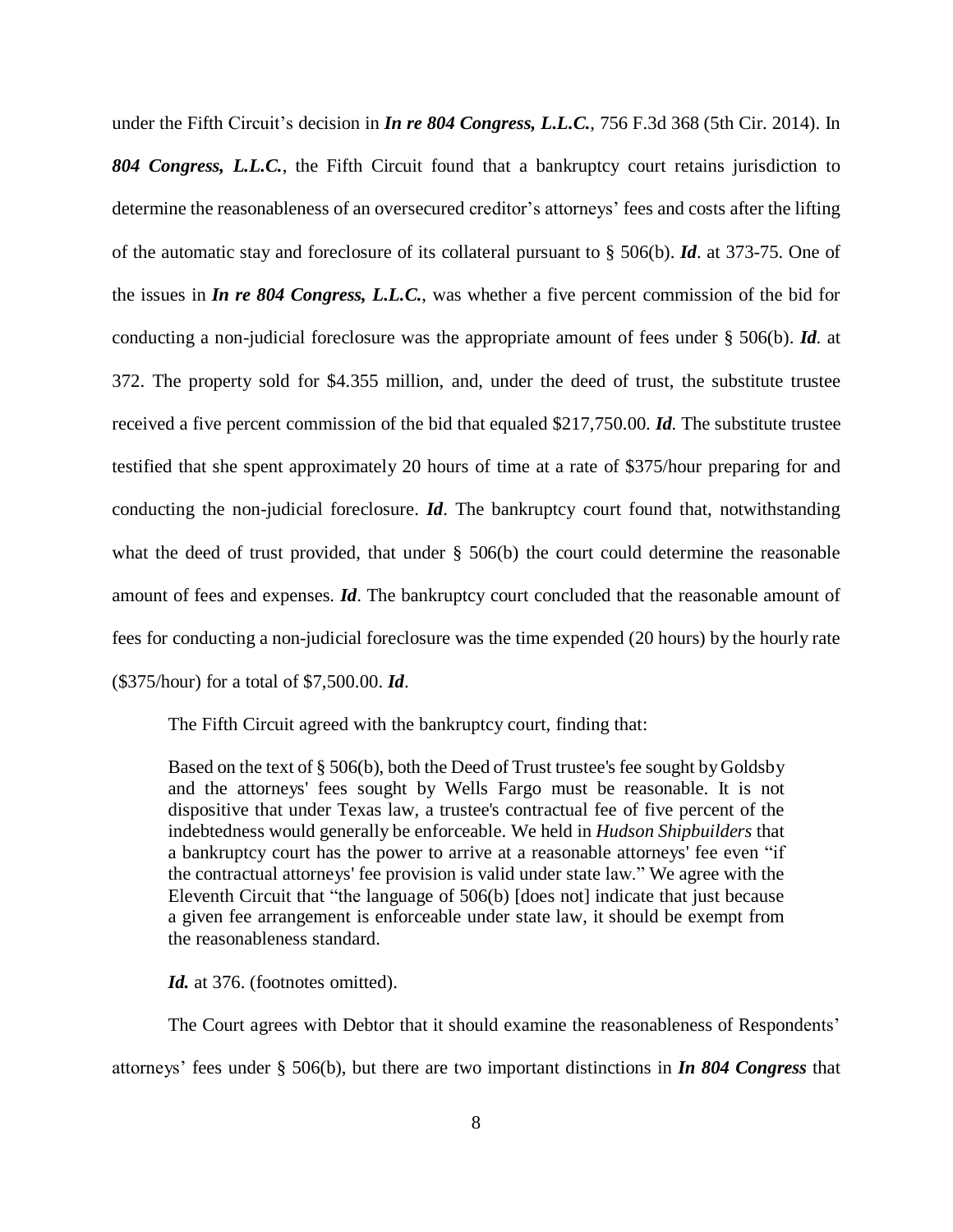under the Fifth Circuit's decision in ***In re 804 Congress, L.L.C.***, 756 F.3d 368 (5th Cir. 2014). In ***804 Congress, L.L.C.***, the Fifth Circuit found that a bankruptcy court retains jurisdiction to determine the reasonableness of an oversecured creditor's attorneys' fees and costs after the lifting of the automatic stay and foreclosure of its collateral pursuant to § 506(b). ***Id***. at 373-75. One of the issues in ***In re 804 Congress, L.L.C.***, was whether a five percent commission of the bid for conducting a non-judicial foreclosure was the appropriate amount of fees under § 506(b). ***Id***. at 372. The property sold for $4.355 million, and, under the deed of trust, the substitute trustee received a five percent commission of the bid that equaled $217,750.00. ***Id***. The substitute trustee testified that she spent approximately 20 hours of time at a rate of $375/hour preparing for and conducting the non-judicial foreclosure. ***Id***. The bankruptcy court found that, notwithstanding what the deed of trust provided, that under § 506(b) the court could determine the reasonable amount of fees and expenses. ***Id***. The bankruptcy court concluded that the reasonable amount of fees for conducting a non-judicial foreclosure was the time expended (20 hours) by the hourly rate ($375/hour) for a total of $7,500.00. ***Id***.

The Fifth Circuit agreed with the bankruptcy court, finding that:

> Based on the text of § 506(b), both the Deed of Trust trustee's fee sought by Goldsby and the attorneys' fees sought by Wells Fargo must be reasonable. It is not dispositive that under Texas law, a trustee's contractual fee of five percent of the indebtedness would generally be enforceable. We held in *Hudson Shipbuilders* that a bankruptcy court has the power to arrive at a reasonable attorneys' fee even "if the contractual attorneys' fee provision is valid under state law." We agree with the Eleventh Circuit that "the language of 506(b) [does not] indicate that just because a given fee arrangement is enforceable under state law, it should be exempt from the reasonableness standard.

***Id.*** at 376. (footnotes omitted).

The Court agrees with Debtor that it should examine the reasonableness of Respondents' attorneys' fees under § 506(b), but there are two important distinctions in ***In 804 Congress*** that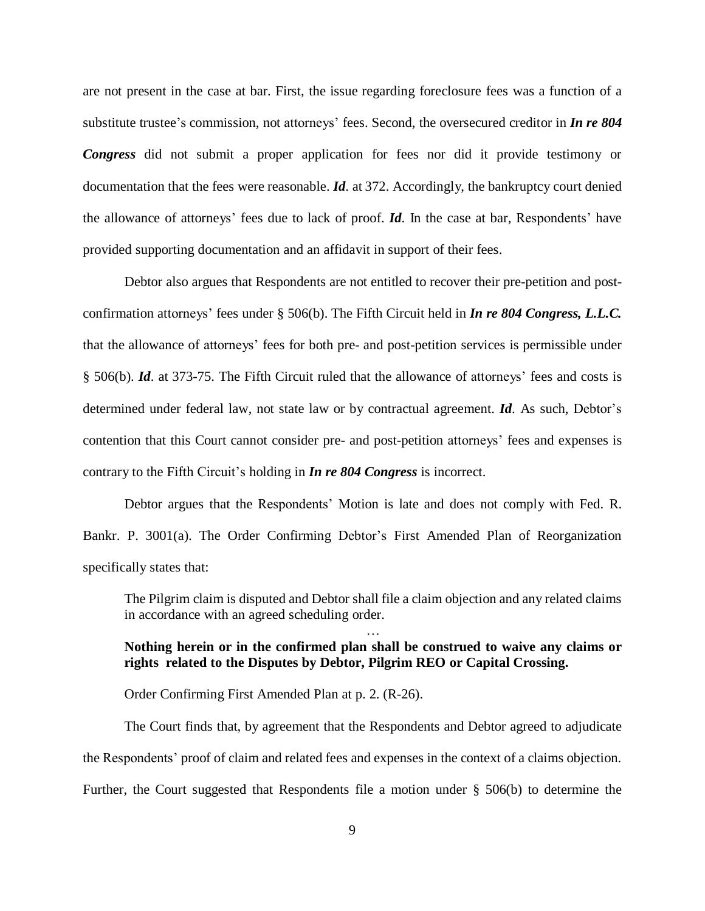are not present in the case at bar. First, the issue regarding foreclosure fees was a function of a substitute trustee's commission, not attorneys' fees. Second, the oversecured creditor in ***In re 804 Congress*** did not submit a proper application for fees nor did it provide testimony or documentation that the fees were reasonable. ***Id***. at 372. Accordingly, the bankruptcy court denied the allowance of attorneys' fees due to lack of proof. ***Id***. In the case at bar, Respondents' have provided supporting documentation and an affidavit in support of their fees.

Debtor also argues that Respondents are not entitled to recover their pre-petition and post-confirmation attorneys' fees under § 506(b). The Fifth Circuit held in ***In re 804 Congress, L.L.C.*** that the allowance of attorneys' fees for both pre- and post-petition services is permissible under § 506(b). ***Id***. at 373-75. The Fifth Circuit ruled that the allowance of attorneys' fees and costs is determined under federal law, not state law or by contractual agreement. ***Id***. As such, Debtor's contention that this Court cannot consider pre- and post-petition attorneys' fees and expenses is contrary to the Fifth Circuit's holding in ***In re 804 Congress*** is incorrect.

Debtor argues that the Respondents' Motion is late and does not comply with Fed. R. Bankr. P. 3001(a). The Order Confirming Debtor's First Amended Plan of Reorganization specifically states that:

> The Pilgrim claim is disputed and Debtor shall file a claim objection and any related claims in accordance with an agreed scheduling order.
>
> …
>
> **Nothing herein or in the confirmed plan shall be construed to waive any claims or rights related to the Disputes by Debtor, Pilgrim REO or Capital Crossing.**
>
> Order Confirming First Amended Plan at p. 2. (R-26).

The Court finds that, by agreement that the Respondents and Debtor agreed to adjudicate the Respondents' proof of claim and related fees and expenses in the context of a claims objection. Further, the Court suggested that Respondents file a motion under § 506(b) to determine the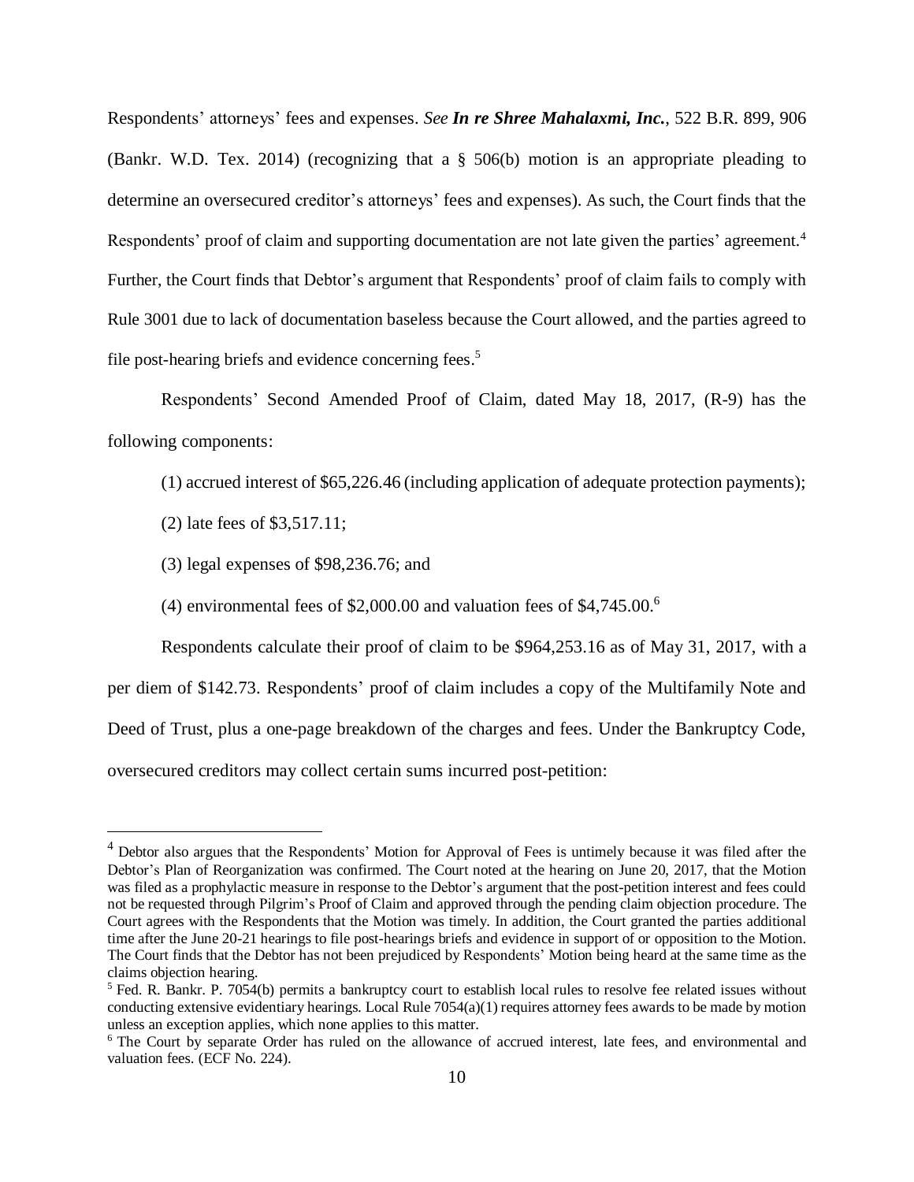Respondents' attorneys' fees and expenses. *See* ***In re Shree Mahalaxmi, Inc.***, 522 B.R. 899, 906 (Bankr. W.D. Tex. 2014) (recognizing that a § 506(b) motion is an appropriate pleading to determine an oversecured creditor's attorneys' fees and expenses). As such, the Court finds that the Respondents' proof of claim and supporting documentation are not late given the parties' agreement.[4] Further, the Court finds that Debtor's argument that Respondents' proof of claim fails to comply with Rule 3001 due to lack of documentation baseless because the Court allowed, and the parties agreed to file post-hearing briefs and evidence concerning fees.[5]

Respondents' Second Amended Proof of Claim, dated May 18, 2017, (R-9) has the following components:

(1) accrued interest of $65,226.46 (including application of adequate protection payments);

(2) late fees of $3,517.11;

(3) legal expenses of $98,236.76; and

(4) environmental fees of $2,000.00 and valuation fees of $4,745.00.[6]

Respondents calculate their proof of claim to be $964,253.16 as of May 31, 2017, with a per diem of $142.73. Respondents' proof of claim includes a copy of the Multifamily Note and Deed of Trust, plus a one-page breakdown of the charges and fees. Under the Bankruptcy Code, oversecured creditors may collect certain sums incurred post-petition:

---

[4] Debtor also argues that the Respondents' Motion for Approval of Fees is untimely because it was filed after the Debtor's Plan of Reorganization was confirmed. The Court noted at the hearing on June 20, 2017, that the Motion was filed as a prophylactic measure in response to the Debtor's argument that the post-petition interest and fees could not be requested through Pilgrim's Proof of Claim and approved through the pending claim objection procedure. The Court agrees with the Respondents that the Motion was timely. In addition, the Court granted the parties additional time after the June 20-21 hearings to file post-hearings briefs and evidence in support of or opposition to the Motion. The Court finds that the Debtor has not been prejudiced by Respondents' Motion being heard at the same time as the claims objection hearing.

[5] Fed. R. Bankr. P. 7054(b) permits a bankruptcy court to establish local rules to resolve fee related issues without conducting extensive evidentiary hearings. Local Rule 7054(a)(1) requires attorney fees awards to be made by motion unless an exception applies, which none applies to this matter.

[6] The Court by separate Order has ruled on the allowance of accrued interest, late fees, and environmental and valuation fees. (ECF No. 224).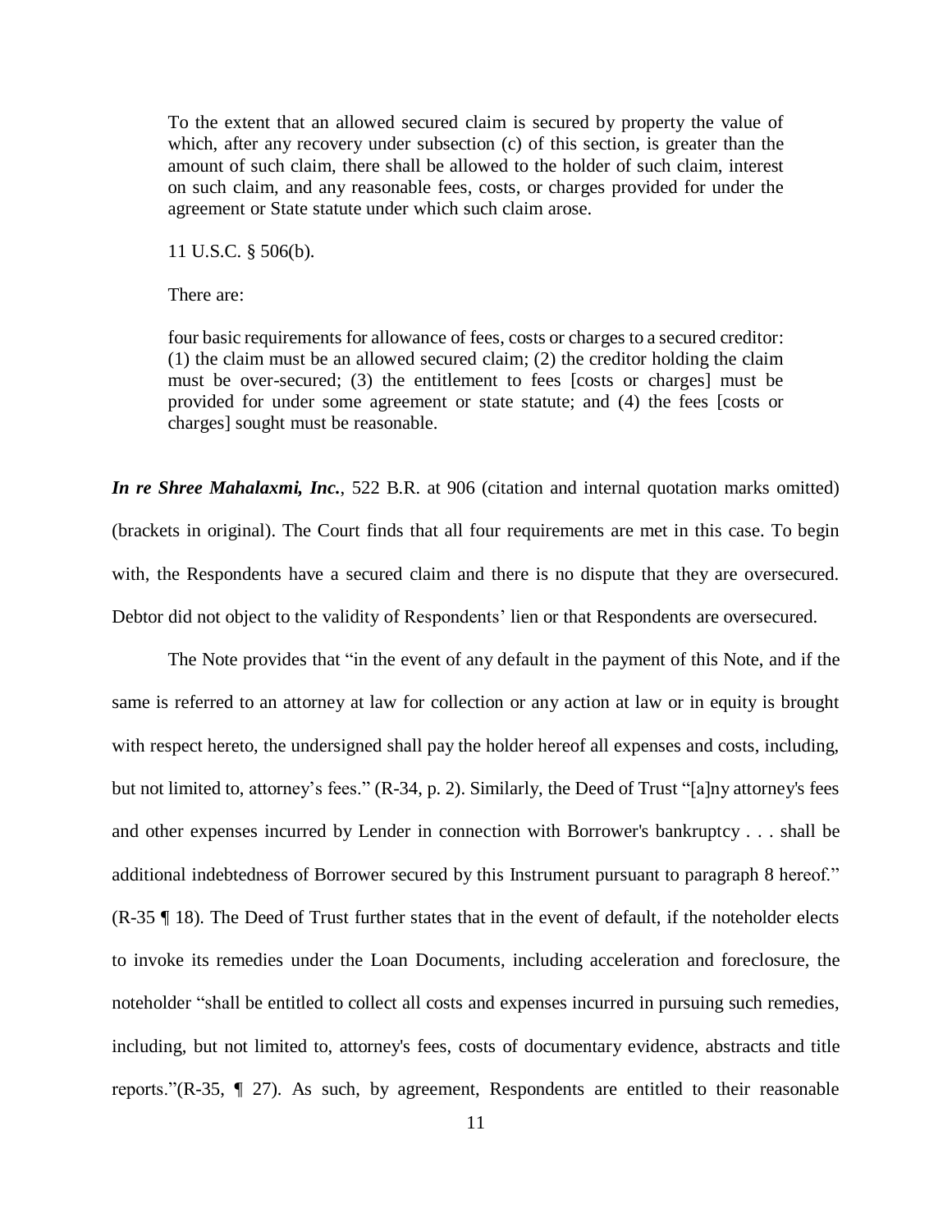> To the extent that an allowed secured claim is secured by property the value of which, after any recovery under subsection (c) of this section, is greater than the amount of such claim, there shall be allowed to the holder of such claim, interest on such claim, and any reasonable fees, costs, or charges provided for under the agreement or State statute under which such claim arose.
>
> 11 U.S.C. § 506(b).
>
> There are:
>
> four basic requirements for allowance of fees, costs or charges to a secured creditor: (1) the claim must be an allowed secured claim; (2) the creditor holding the claim must be over-secured; (3) the entitlement to fees [costs or charges] must be provided for under some agreement or state statute; and (4) the fees [costs or charges] sought must be reasonable.

***In re Shree Mahalaxmi, Inc.***, 522 B.R. at 906 (citation and internal quotation marks omitted) (brackets in original). The Court finds that all four requirements are met in this case. To begin with, the Respondents have a secured claim and there is no dispute that they are oversecured. Debtor did not object to the validity of Respondents' lien or that Respondents are oversecured.

The Note provides that "in the event of any default in the payment of this Note, and if the same is referred to an attorney at law for collection or any action at law or in equity is brought with respect hereto, the undersigned shall pay the holder hereof all expenses and costs, including, but not limited to, attorney's fees." (R-34, p. 2). Similarly, the Deed of Trust "[a]ny attorney's fees and other expenses incurred by Lender in connection with Borrower's bankruptcy . . . shall be additional indebtedness of Borrower secured by this Instrument pursuant to paragraph 8 hereof." (R-35 ¶ 18). The Deed of Trust further states that in the event of default, if the noteholder elects to invoke its remedies under the Loan Documents, including acceleration and foreclosure, the noteholder "shall be entitled to collect all costs and expenses incurred in pursuing such remedies, including, but not limited to, attorney's fees, costs of documentary evidence, abstracts and title reports."(R-35, ¶ 27). As such, by agreement, Respondents are entitled to their reasonable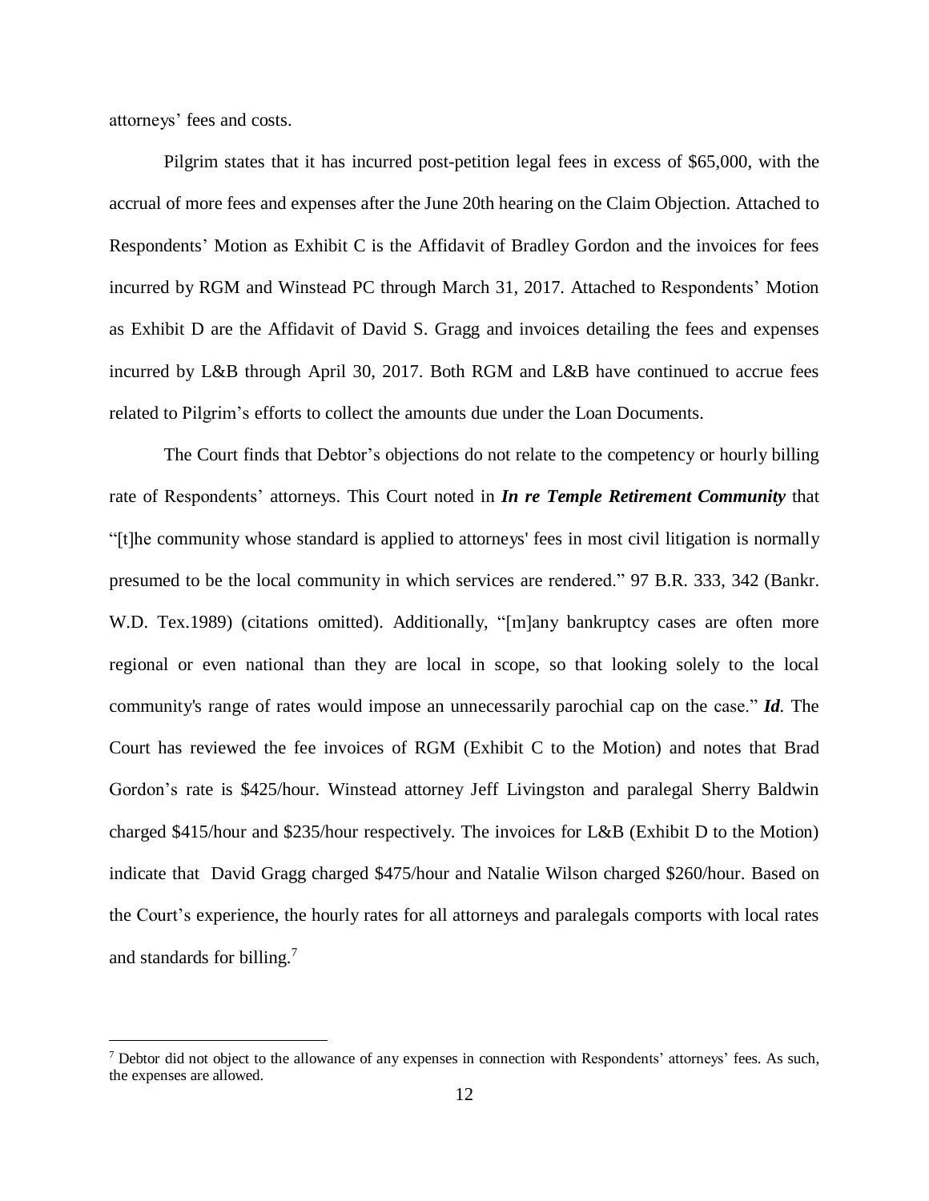attorneys' fees and costs.

Pilgrim states that it has incurred post-petition legal fees in excess of $65,000, with the accrual of more fees and expenses after the June 20th hearing on the Claim Objection. Attached to Respondents' Motion as Exhibit C is the Affidavit of Bradley Gordon and the invoices for fees incurred by RGM and Winstead PC through March 31, 2017. Attached to Respondents' Motion as Exhibit D are the Affidavit of David S. Gragg and invoices detailing the fees and expenses incurred by L&B through April 30, 2017. Both RGM and L&B have continued to accrue fees related to Pilgrim's efforts to collect the amounts due under the Loan Documents.

The Court finds that Debtor's objections do not relate to the competency or hourly billing rate of Respondents' attorneys. This Court noted in ***In re Temple Retirement Community*** that "[t]he community whose standard is applied to attorneys' fees in most civil litigation is normally presumed to be the local community in which services are rendered." 97 B.R. 333, 342 (Bankr. W.D. Tex.1989) (citations omitted). Additionally, "[m]any bankruptcy cases are often more regional or even national than they are local in scope, so that looking solely to the local community's range of rates would impose an unnecessarily parochial cap on the case." ***Id***. The Court has reviewed the fee invoices of RGM (Exhibit C to the Motion) and notes that Brad Gordon's rate is $425/hour. Winstead attorney Jeff Livingston and paralegal Sherry Baldwin charged $415/hour and $235/hour respectively. The invoices for L&B (Exhibit D to the Motion) indicate that David Gragg charged $475/hour and Natalie Wilson charged $260/hour. Based on the Court's experience, the hourly rates for all attorneys and paralegals comports with local rates and standards for billing.[7]

[7] Debtor did not object to the allowance of any expenses in connection with Respondents' attorneys' fees. As such, the expenses are allowed.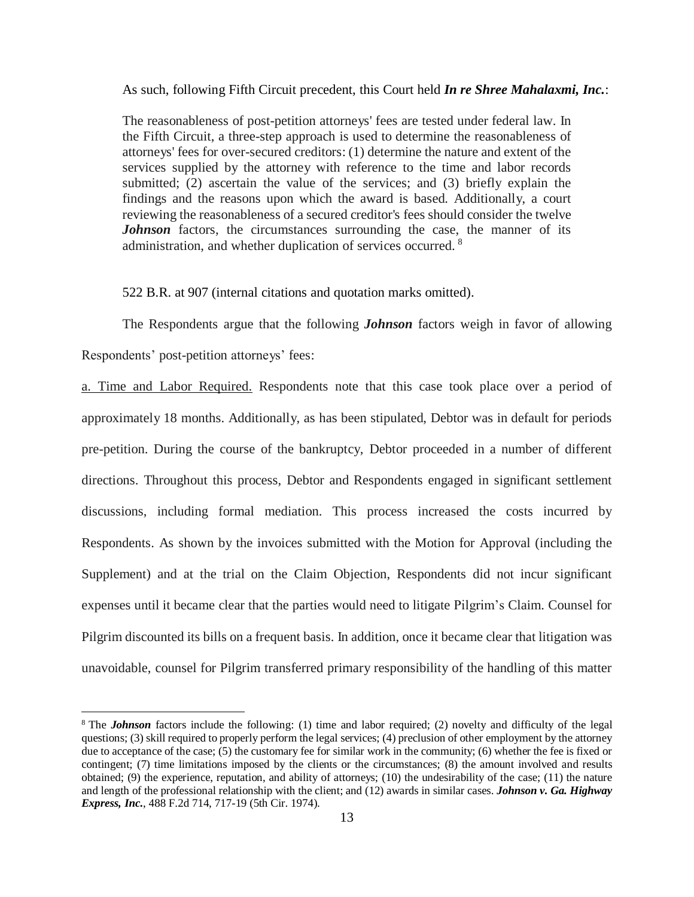As such, following Fifth Circuit precedent, this Court held ***In re Shree Mahalaxmi, Inc.***:

> The reasonableness of post-petition attorneys' fees are tested under federal law. In the Fifth Circuit, a three-step approach is used to determine the reasonableness of attorneys' fees for over-secured creditors: (1) determine the nature and extent of the services supplied by the attorney with reference to the time and labor records submitted; (2) ascertain the value of the services; and (3) briefly explain the findings and the reasons upon which the award is based. Additionally, a court reviewing the reasonableness of a secured creditor's fees should consider the twelve ***Johnson*** factors, the circumstances surrounding the case, the manner of its administration, and whether duplication of services occurred. [8]

522 B.R. at 907 (internal citations and quotation marks omitted).

The Respondents argue that the following ***Johnson*** factors weigh in favor of allowing Respondents' post-petition attorneys' fees:

a. Time and Labor Required. Respondents note that this case took place over a period of approximately 18 months. Additionally, as has been stipulated, Debtor was in default for periods pre-petition. During the course of the bankruptcy, Debtor proceeded in a number of different directions. Throughout this process, Debtor and Respondents engaged in significant settlement discussions, including formal mediation. This process increased the costs incurred by Respondents. As shown by the invoices submitted with the Motion for Approval (including the Supplement) and at the trial on the Claim Objection, Respondents did not incur significant expenses until it became clear that the parties would need to litigate Pilgrim's Claim. Counsel for Pilgrim discounted its bills on a frequent basis. In addition, once it became clear that litigation was unavoidable, counsel for Pilgrim transferred primary responsibility of the handling of this matter

---

[8] The ***Johnson*** factors include the following: (1) time and labor required; (2) novelty and difficulty of the legal questions; (3) skill required to properly perform the legal services; (4) preclusion of other employment by the attorney due to acceptance of the case; (5) the customary fee for similar work in the community; (6) whether the fee is fixed or contingent; (7) time limitations imposed by the clients or the circumstances; (8) the amount involved and results obtained; (9) the experience, reputation, and ability of attorneys; (10) the undesirability of the case; (11) the nature and length of the professional relationship with the client; and (12) awards in similar cases. ***Johnson v. Ga. Highway Express, Inc.***, 488 F.2d 714, 717-19 (5th Cir. 1974).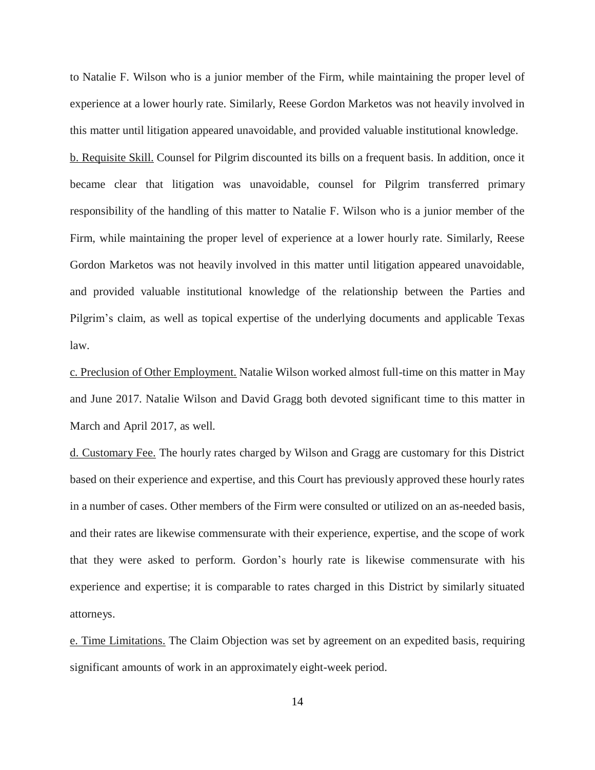to Natalie F. Wilson who is a junior member of the Firm, while maintaining the proper level of experience at a lower hourly rate. Similarly, Reese Gordon Marketos was not heavily involved in this matter until litigation appeared unavoidable, and provided valuable institutional knowledge.

<u>b. Requisite Skill.</u> Counsel for Pilgrim discounted its bills on a frequent basis. In addition, once it became clear that litigation was unavoidable, counsel for Pilgrim transferred primary responsibility of the handling of this matter to Natalie F. Wilson who is a junior member of the Firm, while maintaining the proper level of experience at a lower hourly rate. Similarly, Reese Gordon Marketos was not heavily involved in this matter until litigation appeared unavoidable, and provided valuable institutional knowledge of the relationship between the Parties and Pilgrim's claim, as well as topical expertise of the underlying documents and applicable Texas law.

<u>c. Preclusion of Other Employment.</u> Natalie Wilson worked almost full-time on this matter in May and June 2017. Natalie Wilson and David Gragg both devoted significant time to this matter in March and April 2017, as well.

<u>d. Customary Fee.</u> The hourly rates charged by Wilson and Gragg are customary for this District based on their experience and expertise, and this Court has previously approved these hourly rates in a number of cases. Other members of the Firm were consulted or utilized on an as-needed basis, and their rates are likewise commensurate with their experience, expertise, and the scope of work that they were asked to perform. Gordon's hourly rate is likewise commensurate with his experience and expertise; it is comparable to rates charged in this District by similarly situated attorneys.

<u>e. Time Limitations.</u> The Claim Objection was set by agreement on an expedited basis, requiring significant amounts of work in an approximately eight-week period.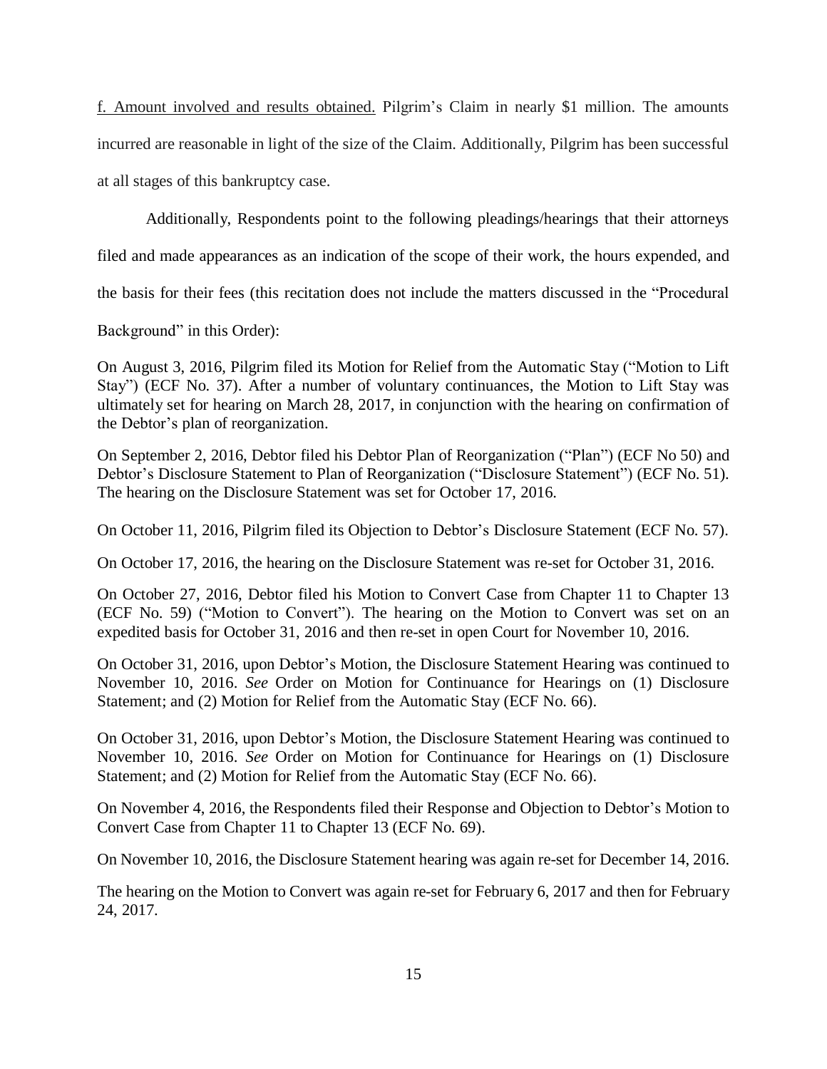f. Amount involved and results obtained. Pilgrim's Claim in nearly $1 million. The amounts incurred are reasonable in light of the size of the Claim. Additionally, Pilgrim has been successful at all stages of this bankruptcy case.

Additionally, Respondents point to the following pleadings/hearings that their attorneys filed and made appearances as an indication of the scope of their work, the hours expended, and the basis for their fees (this recitation does not include the matters discussed in the "Procedural Background" in this Order):

On August 3, 2016, Pilgrim filed its Motion for Relief from the Automatic Stay ("Motion to Lift Stay") (ECF No. 37). After a number of voluntary continuances, the Motion to Lift Stay was ultimately set for hearing on March 28, 2017, in conjunction with the hearing on confirmation of the Debtor's plan of reorganization.

On September 2, 2016, Debtor filed his Debtor Plan of Reorganization ("Plan") (ECF No 50) and Debtor's Disclosure Statement to Plan of Reorganization ("Disclosure Statement") (ECF No. 51). The hearing on the Disclosure Statement was set for October 17, 2016.

On October 11, 2016, Pilgrim filed its Objection to Debtor's Disclosure Statement (ECF No. 57).

On October 17, 2016, the hearing on the Disclosure Statement was re-set for October 31, 2016.

On October 27, 2016, Debtor filed his Motion to Convert Case from Chapter 11 to Chapter 13 (ECF No. 59) ("Motion to Convert"). The hearing on the Motion to Convert was set on an expedited basis for October 31, 2016 and then re-set in open Court for November 10, 2016.

On October 31, 2016, upon Debtor's Motion, the Disclosure Statement Hearing was continued to November 10, 2016. *See* Order on Motion for Continuance for Hearings on (1) Disclosure Statement; and (2) Motion for Relief from the Automatic Stay (ECF No. 66).

On October 31, 2016, upon Debtor's Motion, the Disclosure Statement Hearing was continued to November 10, 2016. *See* Order on Motion for Continuance for Hearings on (1) Disclosure Statement; and (2) Motion for Relief from the Automatic Stay (ECF No. 66).

On November 4, 2016, the Respondents filed their Response and Objection to Debtor's Motion to Convert Case from Chapter 11 to Chapter 13 (ECF No. 69).

On November 10, 2016, the Disclosure Statement hearing was again re-set for December 14, 2016.

The hearing on the Motion to Convert was again re-set for February 6, 2017 and then for February 24, 2017.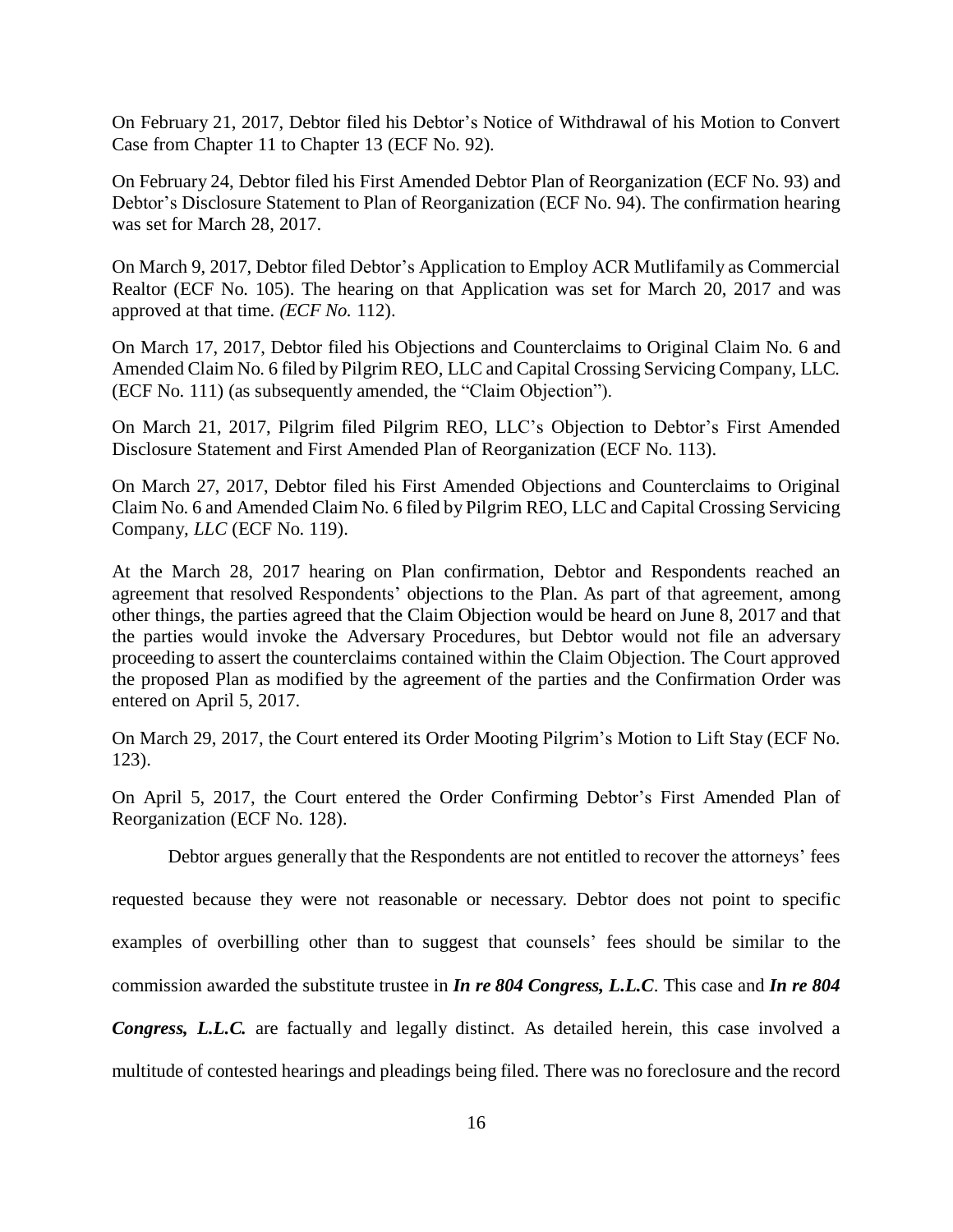On February 21, 2017, Debtor filed his Debtor's Notice of Withdrawal of his Motion to Convert Case from Chapter 11 to Chapter 13 (ECF No. 92).

On February 24, Debtor filed his First Amended Debtor Plan of Reorganization (ECF No. 93) and Debtor's Disclosure Statement to Plan of Reorganization (ECF No. 94). The confirmation hearing was set for March 28, 2017.

On March 9, 2017, Debtor filed Debtor's Application to Employ ACR Mutlifamily as Commercial Realtor (ECF No. 105). The hearing on that Application was set for March 20, 2017 and was approved at that time. *(ECF No.* 112).

On March 17, 2017, Debtor filed his Objections and Counterclaims to Original Claim No. 6 and Amended Claim No. 6 filed by Pilgrim REO, LLC and Capital Crossing Servicing Company, LLC. (ECF No. 111) (as subsequently amended, the "Claim Objection").

On March 21, 2017, Pilgrim filed Pilgrim REO, LLC's Objection to Debtor's First Amended Disclosure Statement and First Amended Plan of Reorganization (ECF No. 113).

On March 27, 2017, Debtor filed his First Amended Objections and Counterclaims to Original Claim No. 6 and Amended Claim No. 6 filed by Pilgrim REO, LLC and Capital Crossing Servicing Company, *LLC* (ECF No. 119).

At the March 28, 2017 hearing on Plan confirmation, Debtor and Respondents reached an agreement that resolved Respondents' objections to the Plan. As part of that agreement, among other things, the parties agreed that the Claim Objection would be heard on June 8, 2017 and that the parties would invoke the Adversary Procedures, but Debtor would not file an adversary proceeding to assert the counterclaims contained within the Claim Objection. The Court approved the proposed Plan as modified by the agreement of the parties and the Confirmation Order was entered on April 5, 2017.

On March 29, 2017, the Court entered its Order Mooting Pilgrim's Motion to Lift Stay (ECF No. 123).

On April 5, 2017, the Court entered the Order Confirming Debtor's First Amended Plan of Reorganization (ECF No. 128).

Debtor argues generally that the Respondents are not entitled to recover the attorneys' fees requested because they were not reasonable or necessary. Debtor does not point to specific examples of overbilling other than to suggest that counsels' fees should be similar to the commission awarded the substitute trustee in ***In re 804 Congress, L.L.C***. This case and ***In re 804 Congress, L.L.C.*** are factually and legally distinct. As detailed herein, this case involved a multitude of contested hearings and pleadings being filed. There was no foreclosure and the record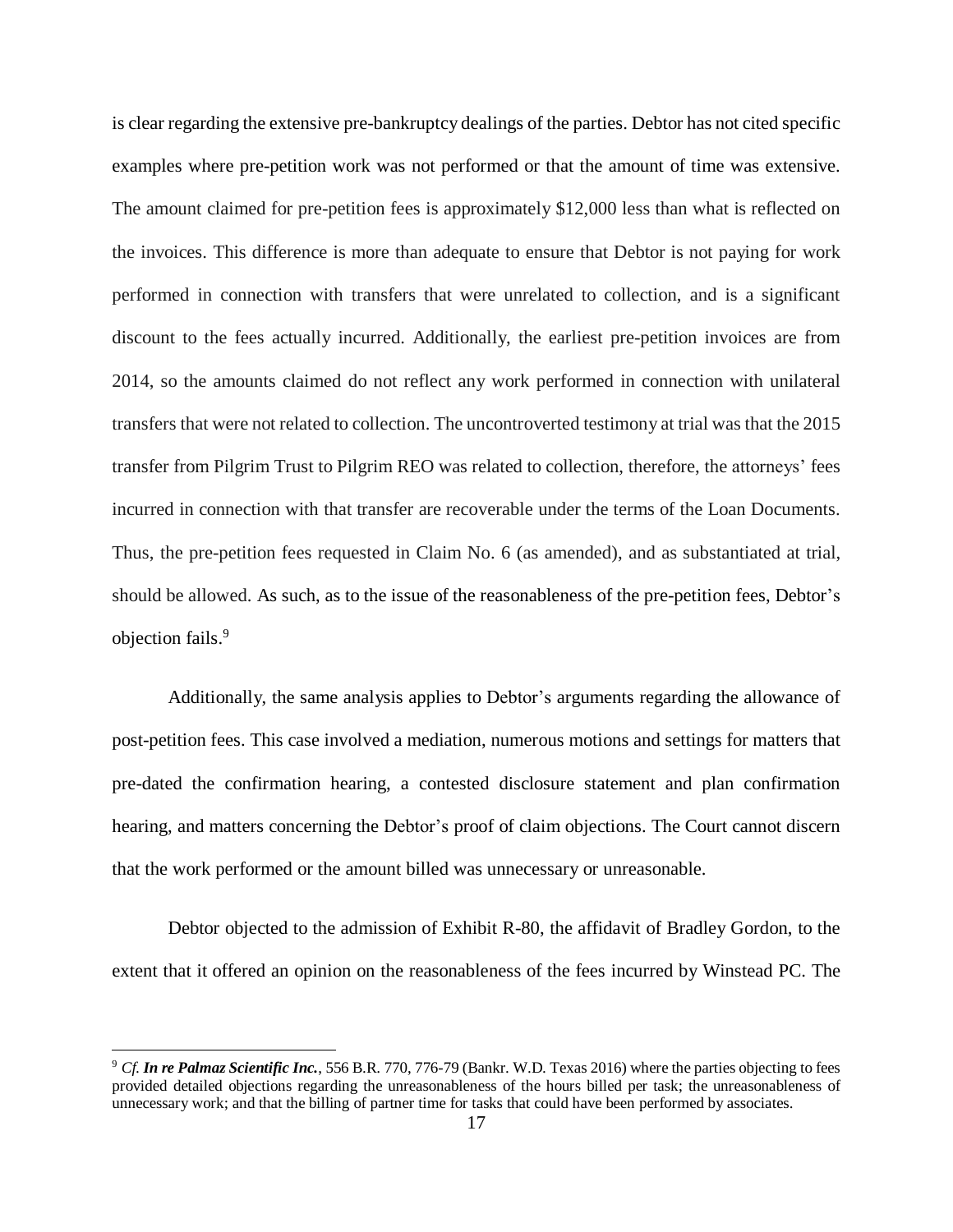is clear regarding the extensive pre-bankruptcy dealings of the parties. Debtor has not cited specific examples where pre-petition work was not performed or that the amount of time was extensive. The amount claimed for pre-petition fees is approximately $12,000 less than what is reflected on the invoices. This difference is more than adequate to ensure that Debtor is not paying for work performed in connection with transfers that were unrelated to collection, and is a significant discount to the fees actually incurred. Additionally, the earliest pre-petition invoices are from 2014, so the amounts claimed do not reflect any work performed in connection with unilateral transfers that were not related to collection. The uncontroverted testimony at trial was that the 2015 transfer from Pilgrim Trust to Pilgrim REO was related to collection, therefore, the attorneys' fees incurred in connection with that transfer are recoverable under the terms of the Loan Documents. Thus, the pre-petition fees requested in Claim No. 6 (as amended), and as substantiated at trial, should be allowed. As such, as to the issue of the reasonableness of the pre-petition fees, Debtor's objection fails.[9]

Additionally, the same analysis applies to Debtor's arguments regarding the allowance of post-petition fees. This case involved a mediation, numerous motions and settings for matters that pre-dated the confirmation hearing, a contested disclosure statement and plan confirmation hearing, and matters concerning the Debtor's proof of claim objections. The Court cannot discern that the work performed or the amount billed was unnecessary or unreasonable.

Debtor objected to the admission of Exhibit R-80, the affidavit of Bradley Gordon, to the extent that it offered an opinion on the reasonableness of the fees incurred by Winstead PC. The

---

[9] *Cf.* ***In re Palmaz Scientific Inc.***, 556 B.R. 770, 776-79 (Bankr. W.D. Texas 2016) where the parties objecting to fees provided detailed objections regarding the unreasonableness of the hours billed per task; the unreasonableness of unnecessary work; and that the billing of partner time for tasks that could have been performed by associates.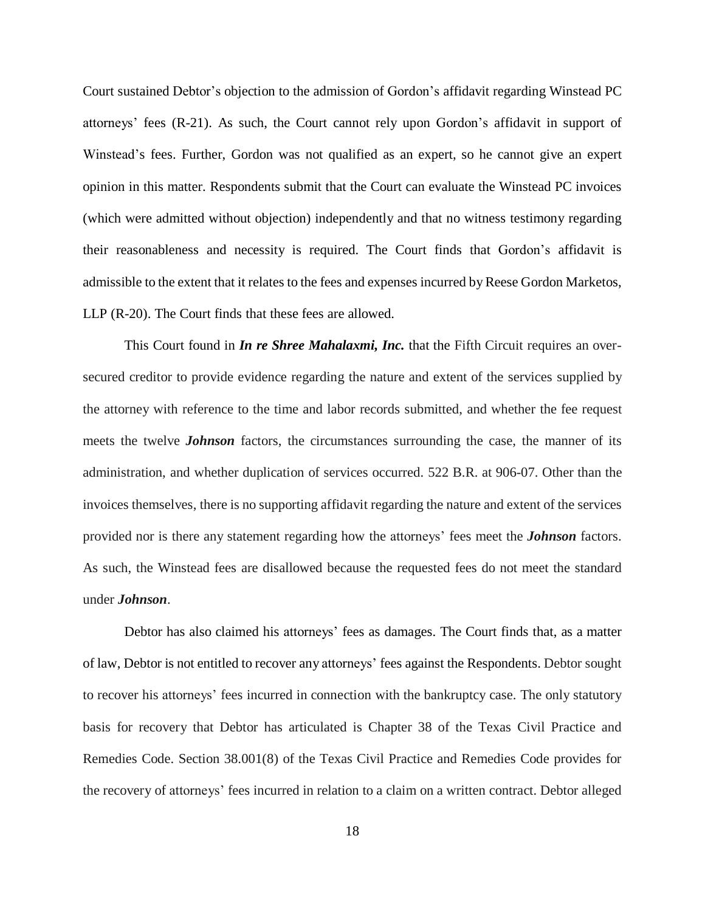Court sustained Debtor's objection to the admission of Gordon's affidavit regarding Winstead PC attorneys' fees (R-21). As such, the Court cannot rely upon Gordon's affidavit in support of Winstead's fees. Further, Gordon was not qualified as an expert, so he cannot give an expert opinion in this matter. Respondents submit that the Court can evaluate the Winstead PC invoices (which were admitted without objection) independently and that no witness testimony regarding their reasonableness and necessity is required. The Court finds that Gordon's affidavit is admissible to the extent that it relates to the fees and expenses incurred by Reese Gordon Marketos, LLP (R-20). The Court finds that these fees are allowed.

This Court found in ***In re Shree Mahalaxmi, Inc.*** that the Fifth Circuit requires an over-secured creditor to provide evidence regarding the nature and extent of the services supplied by the attorney with reference to the time and labor records submitted, and whether the fee request meets the twelve ***Johnson*** factors, the circumstances surrounding the case, the manner of its administration, and whether duplication of services occurred. 522 B.R. at 906-07. Other than the invoices themselves, there is no supporting affidavit regarding the nature and extent of the services provided nor is there any statement regarding how the attorneys' fees meet the ***Johnson*** factors. As such, the Winstead fees are disallowed because the requested fees do not meet the standard under ***Johnson***.

Debtor has also claimed his attorneys' fees as damages. The Court finds that, as a matter of law, Debtor is not entitled to recover any attorneys' fees against the Respondents. Debtor sought to recover his attorneys' fees incurred in connection with the bankruptcy case. The only statutory basis for recovery that Debtor has articulated is Chapter 38 of the Texas Civil Practice and Remedies Code. Section 38.001(8) of the Texas Civil Practice and Remedies Code provides for the recovery of attorneys' fees incurred in relation to a claim on a written contract. Debtor alleged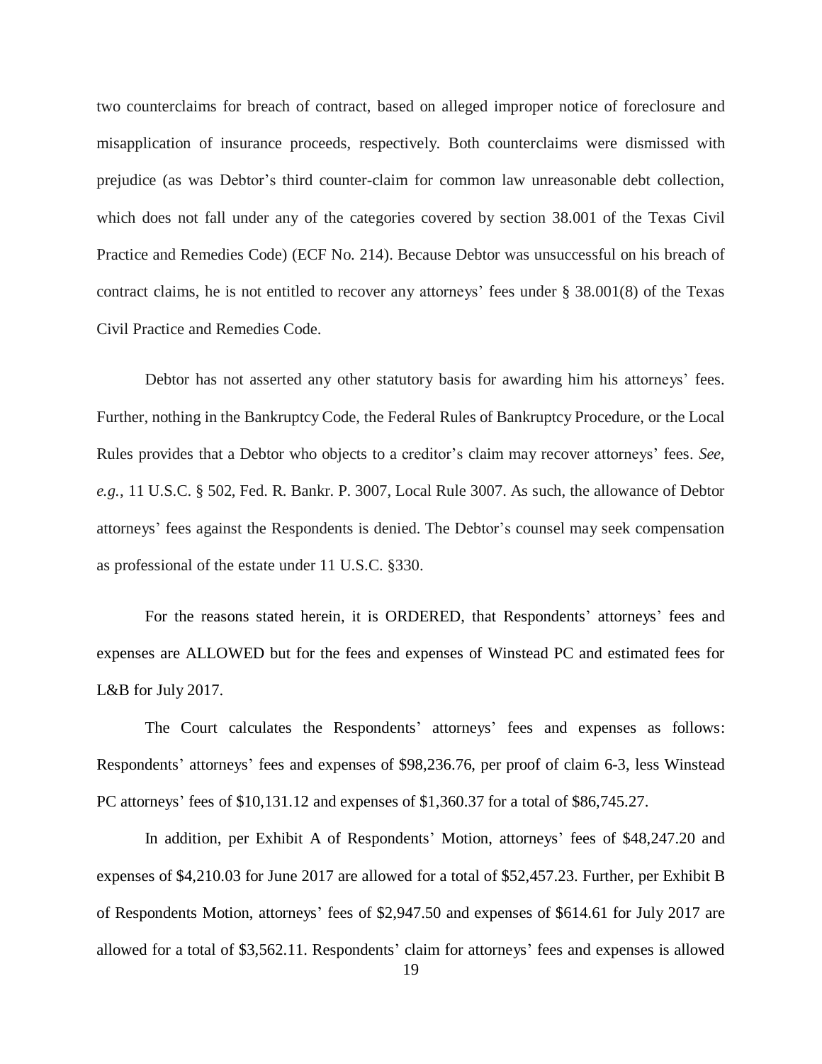two counterclaims for breach of contract, based on alleged improper notice of foreclosure and misapplication of insurance proceeds, respectively. Both counterclaims were dismissed with prejudice (as was Debtor's third counter-claim for common law unreasonable debt collection, which does not fall under any of the categories covered by section 38.001 of the Texas Civil Practice and Remedies Code) (ECF No. 214). Because Debtor was unsuccessful on his breach of contract claims, he is not entitled to recover any attorneys' fees under § 38.001(8) of the Texas Civil Practice and Remedies Code.

Debtor has not asserted any other statutory basis for awarding him his attorneys' fees. Further, nothing in the Bankruptcy Code, the Federal Rules of Bankruptcy Procedure, or the Local Rules provides that a Debtor who objects to a creditor's claim may recover attorneys' fees. *See*, *e.g.*, 11 U.S.C. § 502, Fed. R. Bankr. P. 3007, Local Rule 3007. As such, the allowance of Debtor attorneys' fees against the Respondents is denied. The Debtor's counsel may seek compensation as professional of the estate under 11 U.S.C. §330.

For the reasons stated herein, it is ORDERED, that Respondents' attorneys' fees and expenses are ALLOWED but for the fees and expenses of Winstead PC and estimated fees for L&B for July 2017.

The Court calculates the Respondents' attorneys' fees and expenses as follows: Respondents' attorneys' fees and expenses of $98,236.76, per proof of claim 6-3, less Winstead PC attorneys' fees of $10,131.12 and expenses of $1,360.37 for a total of $86,745.27.

In addition, per Exhibit A of Respondents' Motion, attorneys' fees of $48,247.20 and expenses of $4,210.03 for June 2017 are allowed for a total of $52,457.23. Further, per Exhibit B of Respondents Motion, attorneys' fees of $2,947.50 and expenses of $614.61 for July 2017 are allowed for a total of $3,562.11. Respondents' claim for attorneys' fees and expenses is allowed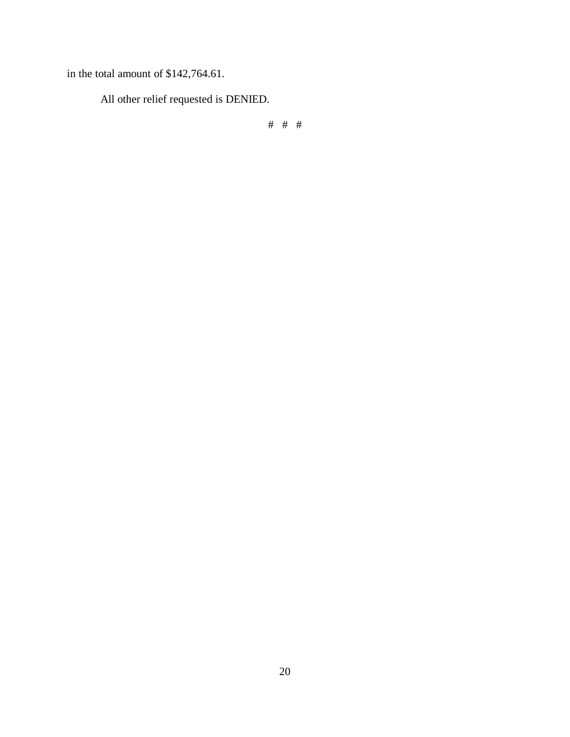in the total amount of $142,764.61.

All other relief requested is DENIED.

# # #